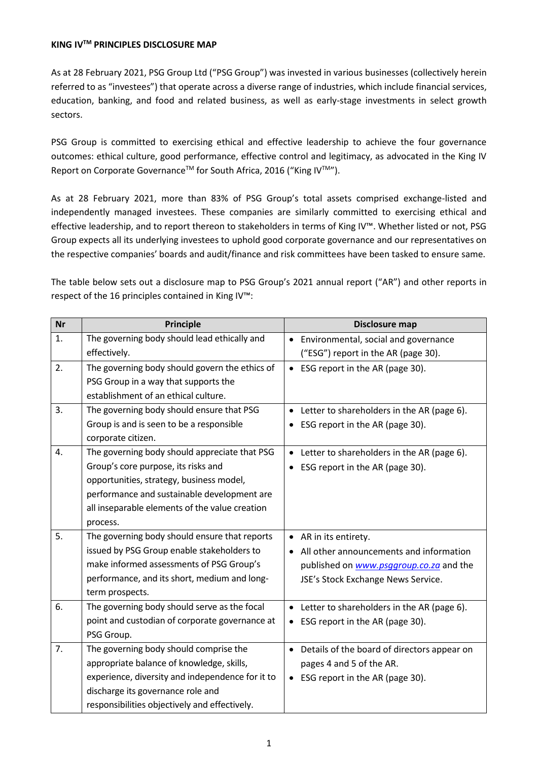**KING IV™ PRINCIPLES DISCLOSURE MAP**

As at 28 February 2021, PSG Group Ltd ("PSG Group") was invested in various businesses (collectively herein referred to as "investees") that operate across a diverse range of industries, which include financial services, education, banking, and food and related business, as well as early-stage investments in select growth sectors.

PSG Group is committed to exercising ethical and effective leadership to achieve the four governance outcomes: ethical culture, good performance, effective control and legitimacy, as advocated in the King IV Report on Corporate Governance™ for South Africa, 2016 ("King IV™").

As at 28 February 2021, more than 83% of PSG Group's total assets comprised exchange-listed and independently managed investees. These companies are similarly committed to exercising ethical and effective leadership, and to report thereon to stakeholders in terms of King IV™. Whether listed or not, PSG Group expects all its underlying investees to uphold good corporate governance and our representatives on the respective companies' boards and audit/finance and risk committees have been tasked to ensure same.

The table below sets out a disclosure map to PSG Group's 2021 annual report ("AR") and other reports in respect of the 16 principles contained in King IV™:

| Nr | Principle | Disclosure map |
|---|---|---|
| 1. | The governing body should lead ethically and effectively. | • Environmental, social and governance ("ESG") report in the AR (page 30). |
| 2. | The governing body should govern the ethics of PSG Group in a way that supports the establishment of an ethical culture. | • ESG report in the AR (page 30). |
| 3. | The governing body should ensure that PSG Group is and is seen to be a responsible corporate citizen. | • Letter to shareholders in the AR (page 6).<br>• ESG report in the AR (page 30). |
| 4. | The governing body should appreciate that PSG Group's core purpose, its risks and opportunities, strategy, business model, performance and sustainable development are all inseparable elements of the value creation process. | • Letter to shareholders in the AR (page 6).<br>• ESG report in the AR (page 30). |
| 5. | The governing body should ensure that reports issued by PSG Group enable stakeholders to make informed assessments of PSG Group's performance, and its short, medium and long-term prospects. | • AR in its entirety.<br>• All other announcements and information published on *www.psggroup.co.za* and the JSE's Stock Exchange News Service. |
| 6. | The governing body should serve as the focal point and custodian of corporate governance at PSG Group. | • Letter to shareholders in the AR (page 6).<br>• ESG report in the AR (page 30). |
| 7. | The governing body should comprise the appropriate balance of knowledge, skills, experience, diversity and independence for it to discharge its governance role and responsibilities objectively and effectively. | • Details of the board of directors appear on pages 4 and 5 of the AR.<br>• ESG report in the AR (page 30). |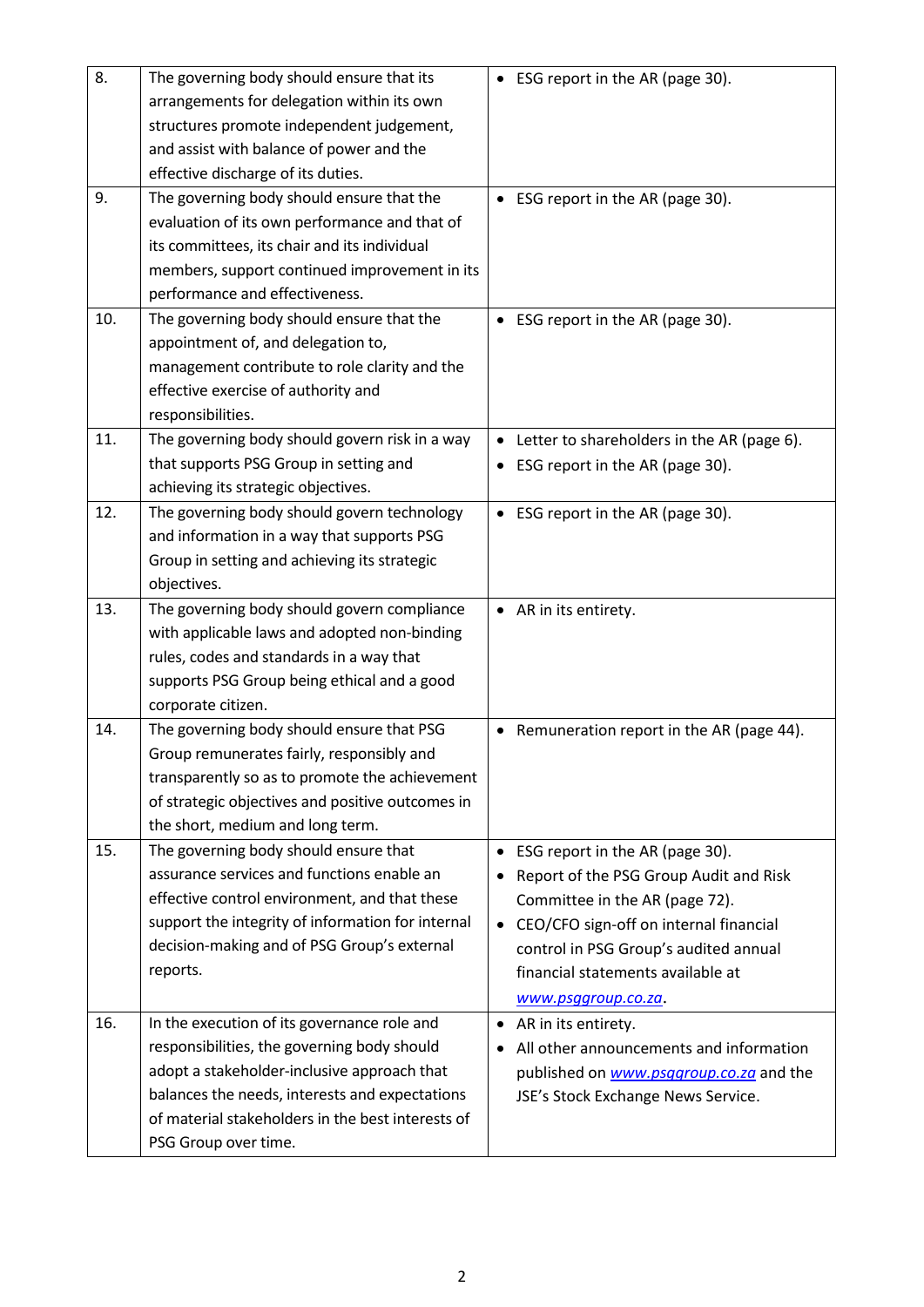| | | |
|---|---|---|
| 8. | The governing body should ensure that its arrangements for delegation within its own structures promote independent judgement, and assist with balance of power and the effective discharge of its duties. | • ESG report in the AR (page 30). |
| 9. | The governing body should ensure that the evaluation of its own performance and that of its committees, its chair and its individual members, support continued improvement in its performance and effectiveness. | • ESG report in the AR (page 30). |
| 10. | The governing body should ensure that the appointment of, and delegation to, management contribute to role clarity and the effective exercise of authority and responsibilities. | • ESG report in the AR (page 30). |
| 11. | The governing body should govern risk in a way that supports PSG Group in setting and achieving its strategic objectives. | • Letter to shareholders in the AR (page 6).<br>• ESG report in the AR (page 30). |
| 12. | The governing body should govern technology and information in a way that supports PSG Group in setting and achieving its strategic objectives. | • ESG report in the AR (page 30). |
| 13. | The governing body should govern compliance with applicable laws and adopted non-binding rules, codes and standards in a way that supports PSG Group being ethical and a good corporate citizen. | • AR in its entirety. |
| 14. | The governing body should ensure that PSG Group remunerates fairly, responsibly and transparently so as to promote the achievement of strategic objectives and positive outcomes in the short, medium and long term. | • Remuneration report in the AR (page 44). |
| 15. | The governing body should ensure that assurance services and functions enable an effective control environment, and that these support the integrity of information for internal decision-making and of PSG Group's external reports. | • ESG report in the AR (page 30).<br>• Report of the PSG Group Audit and Risk Committee in the AR (page 72).<br>• CEO/CFO sign-off on internal financial control in PSG Group's audited annual financial statements available at *www.psggroup.co.za*. |
| 16. | In the execution of its governance role and responsibilities, the governing body should adopt a stakeholder-inclusive approach that balances the needs, interests and expectations of material stakeholders in the best interests of PSG Group over time. | • AR in its entirety.<br>• All other announcements and information published on *www.psggroup.co.za* and the JSE's Stock Exchange News Service. |